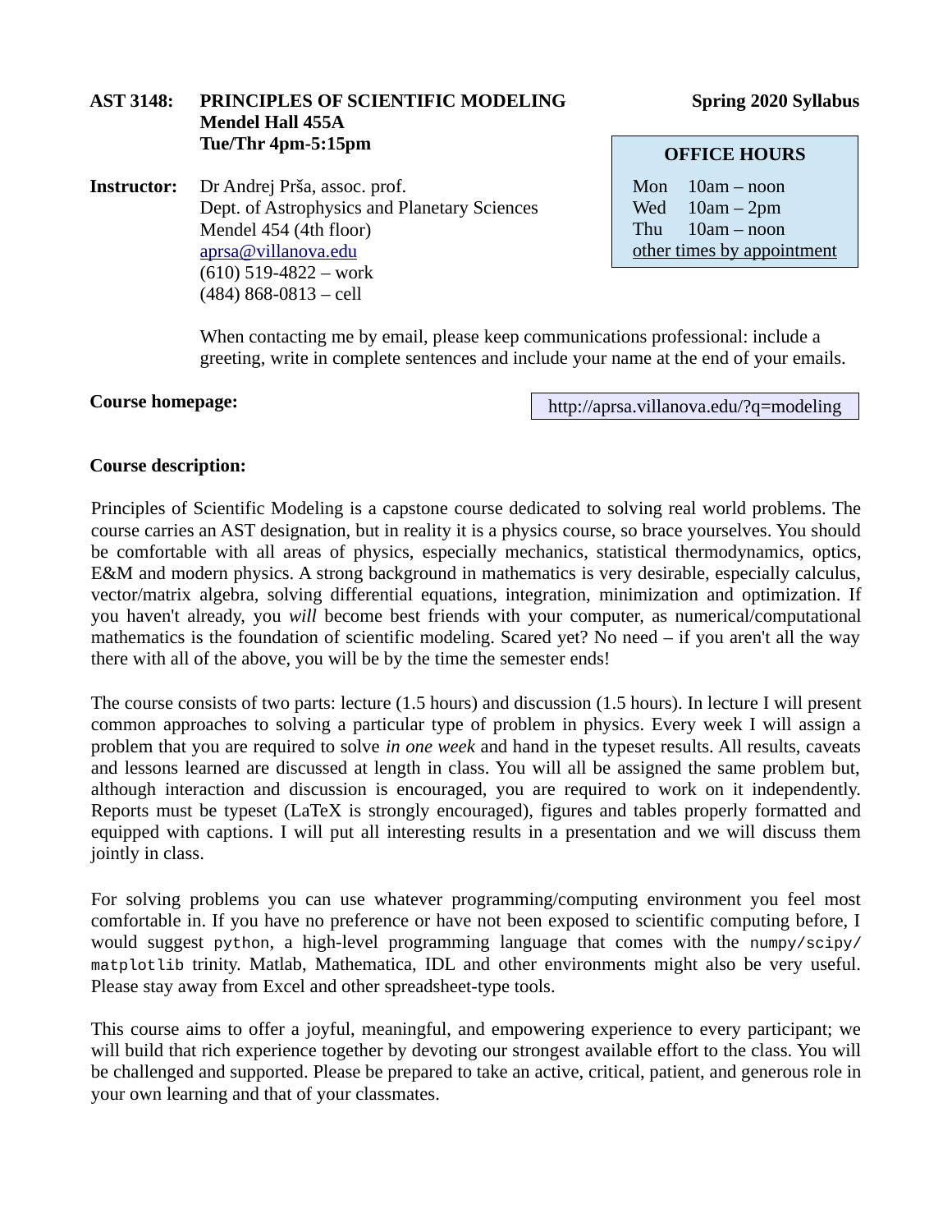**AST 3148: PRINCIPLES OF SCIENTIFIC MODELING** **Spring 2020 Syllabus**
**Mendel Hall 455A**
**Tue/Thr 4pm-5:15pm**

**Instructor:** Dr Andrej Prša, assoc. prof.
Dept. of Astrophysics and Planetary Sciences
Mendel 454 (4th floor)
aprsa@villanova.edu
(610) 519-4822 – work
(484) 868-0813 – cell

**OFFICE HOURS**

| Day | Time |
|---|---|
| Mon | 10am – noon |
| Wed | 10am – 2pm |
| Thu | 10am – noon |

other times by appointment

When contacting me by email, please keep communications professional: include a greeting, write in complete sentences and include your name at the end of your emails.

**Course homepage:** http://aprsa.villanova.edu/?q=modeling

**Course description:**

Principles of Scientific Modeling is a capstone course dedicated to solving real world problems. The course carries an AST designation, but in reality it is a physics course, so brace yourselves. You should be comfortable with all areas of physics, especially mechanics, statistical thermodynamics, optics, E&M and modern physics. A strong background in mathematics is very desirable, especially calculus, vector/matrix algebra, solving differential equations, integration, minimization and optimization. If you haven't already, you *will* become best friends with your computer, as numerical/computational mathematics is the foundation of scientific modeling. Scared yet? No need – if you aren't all the way there with all of the above, you will be by the time the semester ends!

The course consists of two parts: lecture (1.5 hours) and discussion (1.5 hours). In lecture I will present common approaches to solving a particular type of problem in physics. Every week I will assign a problem that you are required to solve *in one week* and hand in the typeset results. All results, caveats and lessons learned are discussed at length in class. You will all be assigned the same problem but, although interaction and discussion is encouraged, you are required to work on it independently. Reports must be typeset (LaTeX is strongly encouraged), figures and tables properly formatted and equipped with captions. I will put all interesting results in a presentation and we will discuss them jointly in class.

For solving problems you can use whatever programming/computing environment you feel most comfortable in. If you have no preference or have not been exposed to scientific computing before, I would suggest `python`, a high-level programming language that comes with the `numpy/scipy/matplotlib` trinity. Matlab, Mathematica, IDL and other environments might also be very useful. Please stay away from Excel and other spreadsheet-type tools.

This course aims to offer a joyful, meaningful, and empowering experience to every participant; we will build that rich experience together by devoting our strongest available effort to the class. You will be challenged and supported. Please be prepared to take an active, critical, patient, and generous role in your own learning and that of your classmates.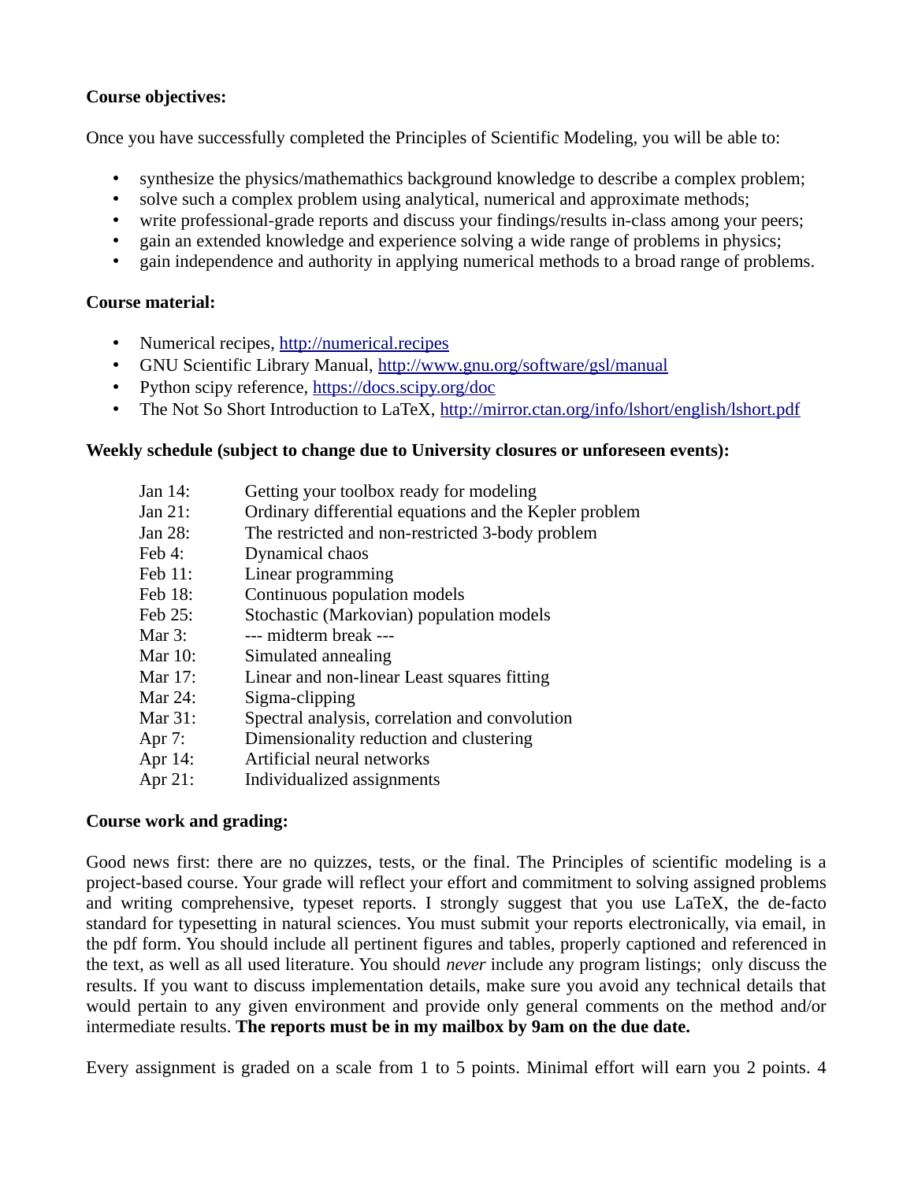**Course objectives:**

Once you have successfully completed the Principles of Scientific Modeling, you will be able to:

- synthesize the physics/mathemathics background knowledge to describe a complex problem;
- solve such a complex problem using analytical, numerical and approximate methods;
- write professional-grade reports and discuss your findings/results in-class among your peers;
- gain an extended knowledge and experience solving a wide range of problems in physics;
- gain independence and authority in applying numerical methods to a broad range of problems.

**Course material:**

- Numerical recipes, http://numerical.recipes
- GNU Scientific Library Manual, http://www.gnu.org/software/gsl/manual
- Python scipy reference, https://docs.scipy.org/doc
- The Not So Short Introduction to LaTeX, http://mirror.ctan.org/info/lshort/english/lshort.pdf

**Weekly schedule (subject to change due to University closures or unforeseen events):**

| | |
|---|---|
| Jan 14: | Getting your toolbox ready for modeling |
| Jan 21: | Ordinary differential equations and the Kepler problem |
| Jan 28: | The restricted and non-restricted 3-body problem |
| Feb 4: | Dynamical chaos |
| Feb 11: | Linear programming |
| Feb 18: | Continuous population models |
| Feb 25: | Stochastic (Markovian) population models |
| Mar 3: | --- midterm break --- |
| Mar 10: | Simulated annealing |
| Mar 17: | Linear and non-linear Least squares fitting |
| Mar 24: | Sigma-clipping |
| Mar 31: | Spectral analysis, correlation and convolution |
| Apr 7: | Dimensionality reduction and clustering |
| Apr 14: | Artificial neural networks |
| Apr 21: | Individualized assignments |

**Course work and grading:**

Good news first: there are no quizzes, tests, or the final. The Principles of scientific modeling is a project-based course. Your grade will reflect your effort and commitment to solving assigned problems and writing comprehensive, typeset reports. I strongly suggest that you use LaTeX, the de-facto standard for typesetting in natural sciences. You must submit your reports electronically, via email, in the pdf form. You should include all pertinent figures and tables, properly captioned and referenced in the text, as well as all used literature. You should *never* include any program listings; only discuss the results. If you want to discuss implementation details, make sure you avoid any technical details that would pertain to any given environment and provide only general comments on the method and/or intermediate results. **The reports must be in my mailbox by 9am on the due date.**

Every assignment is graded on a scale from 1 to 5 points. Minimal effort will earn you 2 points. 4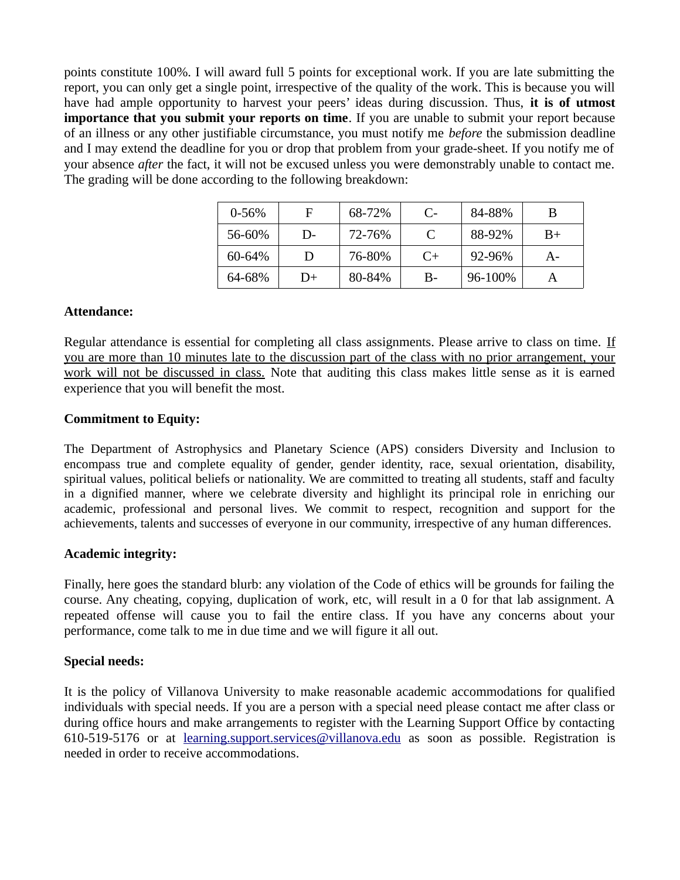points constitute 100%. I will award full 5 points for exceptional work. If you are late submitting the report, you can only get a single point, irrespective of the quality of the work. This is because you will have had ample opportunity to harvest your peers' ideas during discussion. Thus, **it is of utmost importance that you submit your reports on time**. If you are unable to submit your report because of an illness or any other justifiable circumstance, you must notify me *before* the submission deadline and I may extend the deadline for you or drop that problem from your grade-sheet. If you notify me of your absence *after* the fact, it will not be excused unless you were demonstrably unable to contact me. The grading will be done according to the following breakdown:

| | | | | | |
|---|---|---|---|---|---|
| 0-56% | F | 68-72% | C- | 84-88% | B |
| 56-60% | D- | 72-76% | C | 88-92% | B+ |
| 60-64% | D | 76-80% | C+ | 92-96% | A- |
| 64-68% | D+ | 80-84% | B- | 96-100% | A |

**Attendance:**

Regular attendance is essential for completing all class assignments. Please arrive to class on time. <u>If you are more than 10 minutes late to the discussion part of the class with no prior arrangement, your work will not be discussed in class.</u> Note that auditing this class makes little sense as it is earned experience that you will benefit the most.

**Commitment to Equity:**

The Department of Astrophysics and Planetary Science (APS) considers Diversity and Inclusion to encompass true and complete equality of gender, gender identity, race, sexual orientation, disability, spiritual values, political beliefs or nationality. We are committed to treating all students, staff and faculty in a dignified manner, where we celebrate diversity and highlight its principal role in enriching our academic, professional and personal lives. We commit to respect, recognition and support for the achievements, talents and successes of everyone in our community, irrespective of any human differences.

**Academic integrity:**

Finally, here goes the standard blurb: any violation of the Code of ethics will be grounds for failing the course. Any cheating, copying, duplication of work, etc, will result in a 0 for that lab assignment. A repeated offense will cause you to fail the entire class. If you have any concerns about your performance, come talk to me in due time and we will figure it all out.

**Special needs:**

It is the policy of Villanova University to make reasonable academic accommodations for qualified individuals with special needs. If you are a person with a special need please contact me after class or during office hours and make arrangements to register with the Learning Support Office by contacting 610-519-5176 or at learning.support.services@villanova.edu as soon as possible. Registration is needed in order to receive accommodations.